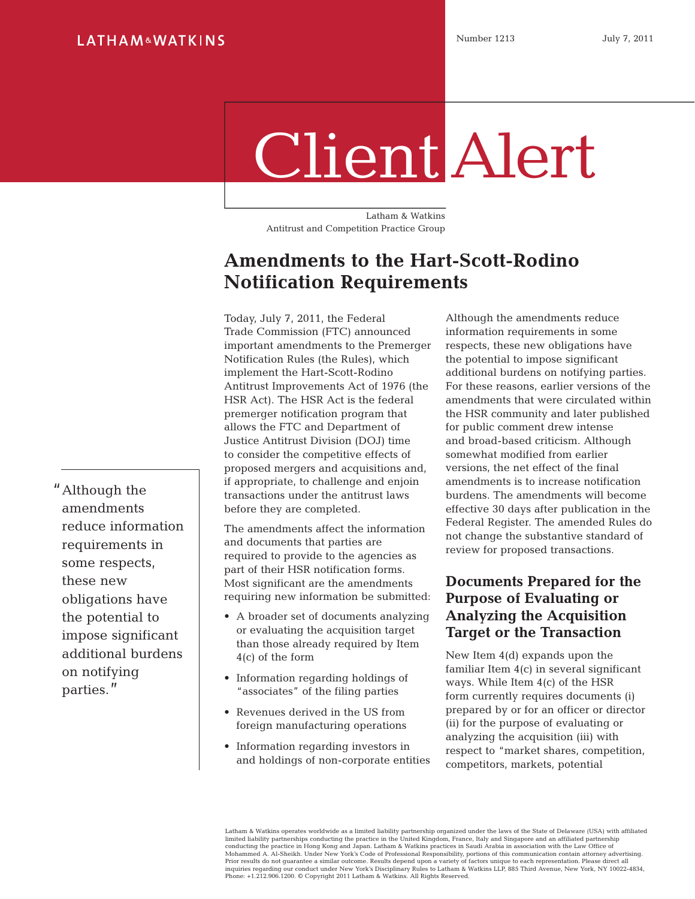LATHAM & WATKINS

Number 1213 July 7, 2011

# Client Alert

Latham & Watkins
Antitrust and Competition Practice Group

## Amendments to the Hart-Scott-Rodino Notification Requirements

Today, July 7, 2011, the Federal Trade Commission (FTC) announced important amendments to the Premerger Notification Rules (the Rules), which implement the Hart-Scott-Rodino Antitrust Improvements Act of 1976 (the HSR Act). The HSR Act is the federal premerger notification program that allows the FTC and Department of Justice Antitrust Division (DOJ) time to consider the competitive effects of proposed mergers and acquisitions and, if appropriate, to challenge and enjoin transactions under the antitrust laws before they are completed.

The amendments affect the information and documents that parties are required to provide to the agencies as part of their HSR notification forms. Most significant are the amendments requiring new information be submitted:

- A broader set of documents analyzing or evaluating the acquisition target than those already required by Item 4(c) of the form
- Information regarding holdings of "associates" of the filing parties
- Revenues derived in the US from foreign manufacturing operations
- Information regarding investors in and holdings of non-corporate entities

> "Although the amendments reduce information requirements in some respects, these new obligations have the potential to impose significant additional burdens on notifying parties."

Although the amendments reduce information requirements in some respects, these new obligations have the potential to impose significant additional burdens on notifying parties. For these reasons, earlier versions of the amendments that were circulated within the HSR community and later published for public comment drew intense and broad-based criticism. Although somewhat modified from earlier versions, the net effect of the final amendments is to increase notification burdens. The amendments will become effective 30 days after publication in the Federal Register. The amended Rules do not change the substantive standard of review for proposed transactions.

### Documents Prepared for the Purpose of Evaluating or Analyzing the Acquisition Target or the Transaction

New Item 4(d) expands upon the familiar Item 4(c) in several significant ways. While Item 4(c) of the HSR form currently requires documents (i) prepared by or for an officer or director (ii) for the purpose of evaluating or analyzing the acquisition (iii) with respect to "market shares, competition, competitors, markets, potential

Latham & Watkins operates worldwide as a limited liability partnership organized under the laws of the State of Delaware (USA) with affiliated limited liability partnerships conducting the practice in the United Kingdom, France, Italy and Singapore and an affiliated partnership conducting the practice in Hong Kong and Japan. Latham & Watkins practices in Saudi Arabia in association with the Law Office of Mohammed A. Al-Sheikh. Under New York's Code of Professional Responsibility, portions of this communication contain attorney advertising. Prior results do not guarantee a similar outcome. Results depend upon a variety of factors unique to each representation. Please direct all inquiries regarding our conduct under New York's Disciplinary Rules to Latham & Watkins LLP, 885 Third Avenue, New York, NY 10022-4834, Phone: +1.212.906.1200. © Copyright 2011 Latham & Watkins. All Rights Reserved.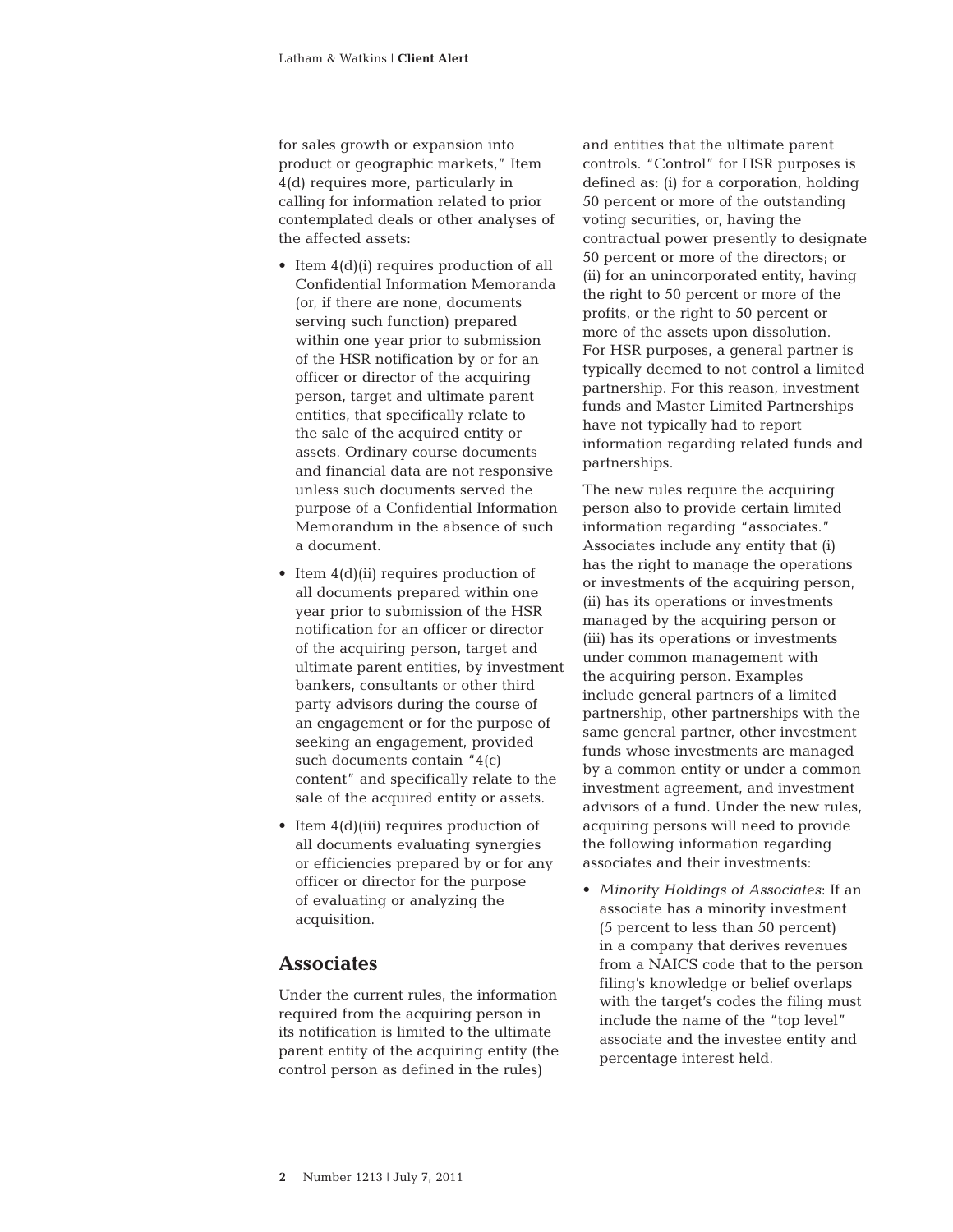for sales growth or expansion into product or geographic markets," Item 4(d) requires more, particularly in calling for information related to prior contemplated deals or other analyses of the affected assets:

- Item 4(d)(i) requires production of all Confidential Information Memoranda (or, if there are none, documents serving such function) prepared within one year prior to submission of the HSR notification by or for an officer or director of the acquiring person, target and ultimate parent entities, that specifically relate to the sale of the acquired entity or assets. Ordinary course documents and financial data are not responsive unless such documents served the purpose of a Confidential Information Memorandum in the absence of such a document.
- Item 4(d)(ii) requires production of all documents prepared within one year prior to submission of the HSR notification for an officer or director of the acquiring person, target and ultimate parent entities, by investment bankers, consultants or other third party advisors during the course of an engagement or for the purpose of seeking an engagement, provided such documents contain "4(c) content" and specifically relate to the sale of the acquired entity or assets.
- Item 4(d)(iii) requires production of all documents evaluating synergies or efficiencies prepared by or for any officer or director for the purpose of evaluating or analyzing the acquisition.

## Associates

Under the current rules, the information required from the acquiring person in its notification is limited to the ultimate parent entity of the acquiring entity (the control person as defined in the rules) and entities that the ultimate parent controls. "Control" for HSR purposes is defined as: (i) for a corporation, holding 50 percent or more of the outstanding voting securities, or, having the contractual power presently to designate 50 percent or more of the directors; or (ii) for an unincorporated entity, having the right to 50 percent or more of the profits, or the right to 50 percent or more of the assets upon dissolution. For HSR purposes, a general partner is typically deemed to not control a limited partnership. For this reason, investment funds and Master Limited Partnerships have not typically had to report information regarding related funds and partnerships.

The new rules require the acquiring person also to provide certain limited information regarding "associates." Associates include any entity that (i) has the right to manage the operations or investments of the acquiring person, (ii) has its operations or investments managed by the acquiring person or (iii) has its operations or investments under common management with the acquiring person. Examples include general partners of a limited partnership, other partnerships with the same general partner, other investment funds whose investments are managed by a common entity or under a common investment agreement, and investment advisors of a fund. Under the new rules, acquiring persons will need to provide the following information regarding associates and their investments:

- *Minority Holdings of Associates*: If an associate has a minority investment (5 percent to less than 50 percent) in a company that derives revenues from a NAICS code that to the person filing's knowledge or belief overlaps with the target's codes the filing must include the name of the "top level" associate and the investee entity and percentage interest held.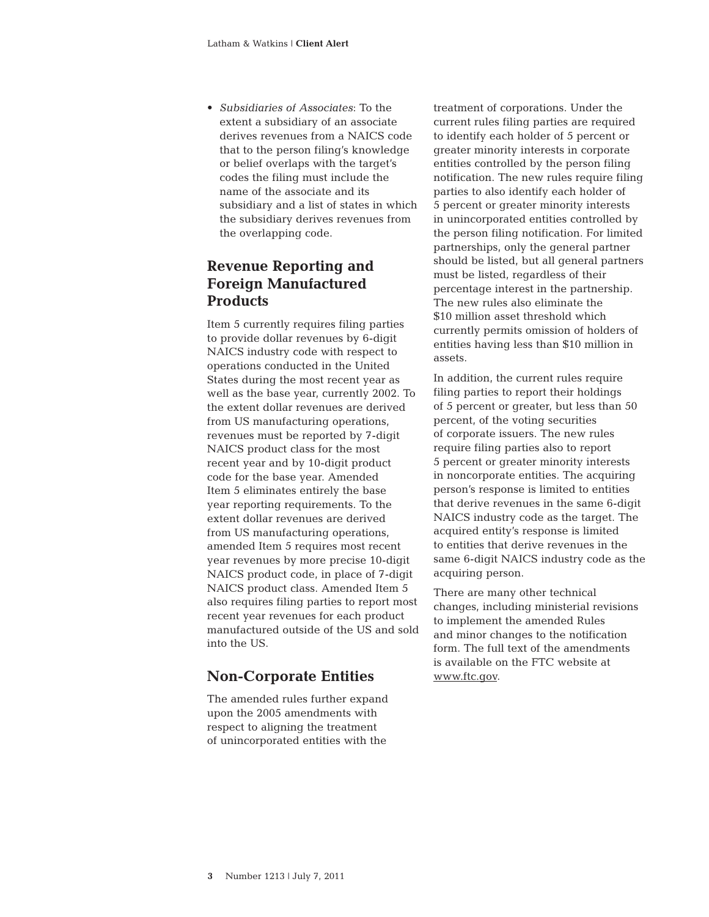- *Subsidiaries of Associates*: To the extent a subsidiary of an associate derives revenues from a NAICS code that to the person filing's knowledge or belief overlaps with the target's codes the filing must include the name of the associate and its subsidiary and a list of states in which the subsidiary derives revenues from the overlapping code.

## Revenue Reporting and Foreign Manufactured Products

Item 5 currently requires filing parties to provide dollar revenues by 6-digit NAICS industry code with respect to operations conducted in the United States during the most recent year as well as the base year, currently 2002. To the extent dollar revenues are derived from US manufacturing operations, revenues must be reported by 7-digit NAICS product class for the most recent year and by 10-digit product code for the base year. Amended Item 5 eliminates entirely the base year reporting requirements. To the extent dollar revenues are derived from US manufacturing operations, amended Item 5 requires most recent year revenues by more precise 10-digit NAICS product code, in place of 7-digit NAICS product class. Amended Item 5 also requires filing parties to report most recent year revenues for each product manufactured outside of the US and sold into the US.

## Non-Corporate Entities

The amended rules further expand upon the 2005 amendments with respect to aligning the treatment of unincorporated entities with the treatment of corporations. Under the current rules filing parties are required to identify each holder of 5 percent or greater minority interests in corporate entities controlled by the person filing notification. The new rules require filing parties to also identify each holder of 5 percent or greater minority interests in unincorporated entities controlled by the person filing notification. For limited partnerships, only the general partner should be listed, but all general partners must be listed, regardless of their percentage interest in the partnership. The new rules also eliminate the $10 million asset threshold which currently permits omission of holders of entities having less than $10 million in assets.

In addition, the current rules require filing parties to report their holdings of 5 percent or greater, but less than 50 percent, of the voting securities of corporate issuers. The new rules require filing parties also to report 5 percent or greater minority interests in noncorporate entities. The acquiring person's response is limited to entities that derive revenues in the same 6-digit NAICS industry code as the target. The acquired entity's response is limited to entities that derive revenues in the same 6-digit NAICS industry code as the acquiring person.

There are many other technical changes, including ministerial revisions to implement the amended Rules and minor changes to the notification form. The full text of the amendments is available on the FTC website at www.ftc.gov.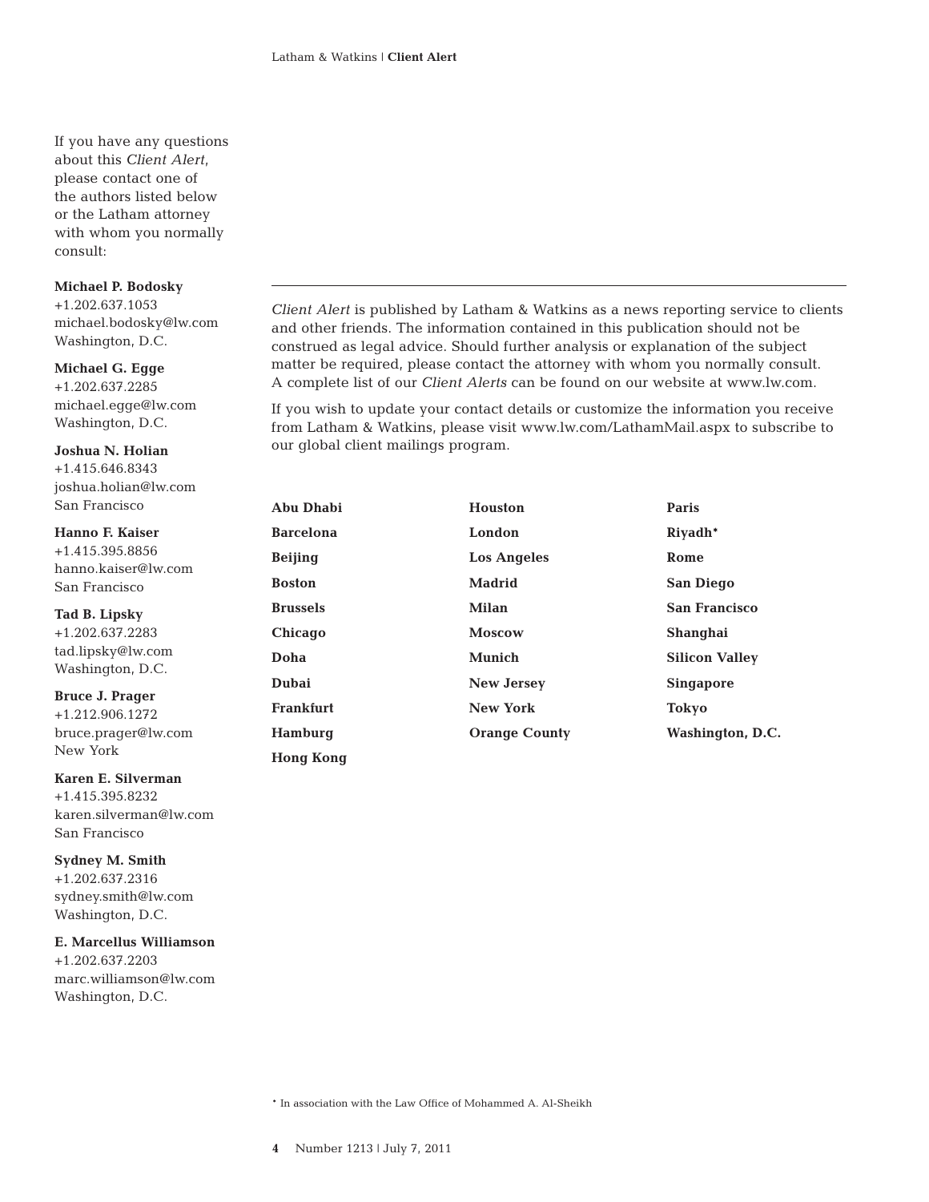If you have any questions about this *Client Alert*, please contact one of the authors listed below or the Latham attorney with whom you normally consult:

**Michael P. Bodosky**
+1.202.637.1053
michael.bodosky@lw.com
Washington, D.C.

**Michael G. Egge**
+1.202.637.2285
michael.egge@lw.com
Washington, D.C.

**Joshua N. Holian**
+1.415.646.8343
joshua.holian@lw.com
San Francisco

**Hanno F. Kaiser**
+1.415.395.8856
hanno.kaiser@lw.com
San Francisco

**Tad B. Lipsky**
+1.202.637.2283
tad.lipsky@lw.com
Washington, D.C.

**Bruce J. Prager**
+1.212.906.1272
bruce.prager@lw.com
New York

**Karen E. Silverman**
+1.415.395.8232
karen.silverman@lw.com
San Francisco

**Sydney M. Smith**
+1.202.637.2316
sydney.smith@lw.com
Washington, D.C.

**E. Marcellus Williamson**
+1.202.637.2203
marc.williamson@lw.com
Washington, D.C.

---

*Client Alert* is published by Latham & Watkins as a news reporting service to clients and other friends. The information contained in this publication should not be construed as legal advice. Should further analysis or explanation of the subject matter be required, please contact the attorney with whom you normally consult. A complete list of our *Client Alerts* can be found on our website at www.lw.com.

If you wish to update your contact details or customize the information you receive from Latham & Watkins, please visit www.lw.com/LathamMail.aspx to subscribe to our global client mailings program.

**Abu Dhabi**
**Barcelona**
**Beijing**
**Boston**
**Brussels**
**Chicago**
**Doha**
**Dubai**
**Frankfurt**
**Hamburg**
**Hong Kong**
**Houston**
**London**
**Los Angeles**
**Madrid**
**Milan**
**Moscow**
**Munich**
**New Jersey**
**New York**
**Orange County**
**Paris**
**Riyadh***
**Rome**
**San Diego**
**San Francisco**
**Shanghai**
**Silicon Valley**
**Singapore**
**Tokyo**
**Washington, D.C.**

* In association with the Law Office of Mohammed A. Al-Sheikh

Number 1213 | July 7, 2011